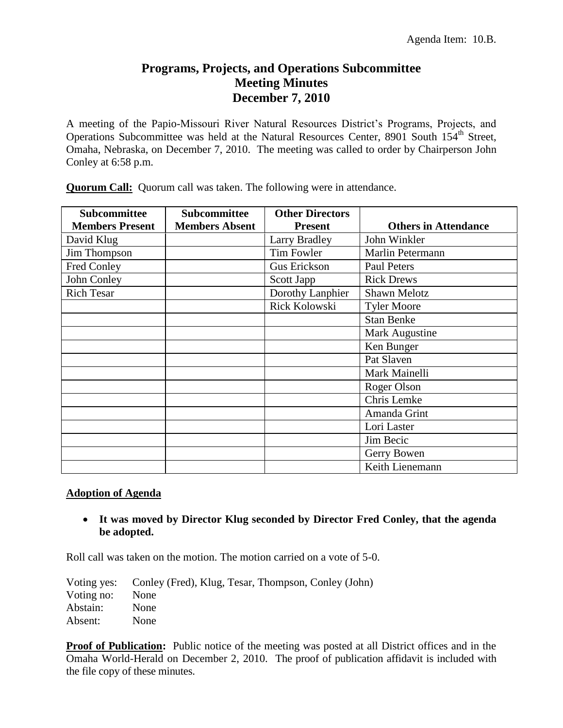Agenda Item: 10.B.

# Programs, Projects, and Operations Subcommittee Meeting Minutes December 7, 2010

A meeting of the Papio-Missouri River Natural Resources District's Programs, Projects, and Operations Subcommittee was held at the Natural Resources Center, 8901 South 154th Street, Omaha, Nebraska, on December 7, 2010. The meeting was called to order by Chairperson John Conley at 6:58 p.m.

**Quorum Call:** Quorum call was taken. The following were in attendance.

| Subcommittee Members Present | Subcommittee Members Absent | Other Directors Present | Others in Attendance |
|---|---|---|---|
| David Klug | | Larry Bradley | John Winkler |
| Jim Thompson | | Tim Fowler | Marlin Petermann |
| Fred Conley | | Gus Erickson | Paul Peters |
| John Conley | | Scott Japp | Rick Drews |
| Rich Tesar | | Dorothy Lanphier | Shawn Melotz |
| | | Rick Kolowski | Tyler Moore |
| | | | Stan Benke |
| | | | Mark Augustine |
| | | | Ken Bunger |
| | | | Pat Slaven |
| | | | Mark Mainelli |
| | | | Roger Olson |
| | | | Chris Lemke |
| | | | Amanda Grint |
| | | | Lori Laster |
| | | | Jim Becic |
| | | | Gerry Bowen |
| | | | Keith Lienemann |

**Adoption of Agenda**

- **It was moved by Director Klug seconded by Director Fred Conley, that the agenda be adopted.**

Roll call was taken on the motion. The motion carried on a vote of 5-0.

Voting yes: Conley (Fred), Klug, Tesar, Thompson, Conley (John)
Voting no: None
Abstain: None
Absent: None

**Proof of Publication:** Public notice of the meeting was posted at all District offices and in the Omaha World-Herald on December 2, 2010. The proof of publication affidavit is included with the file copy of these minutes.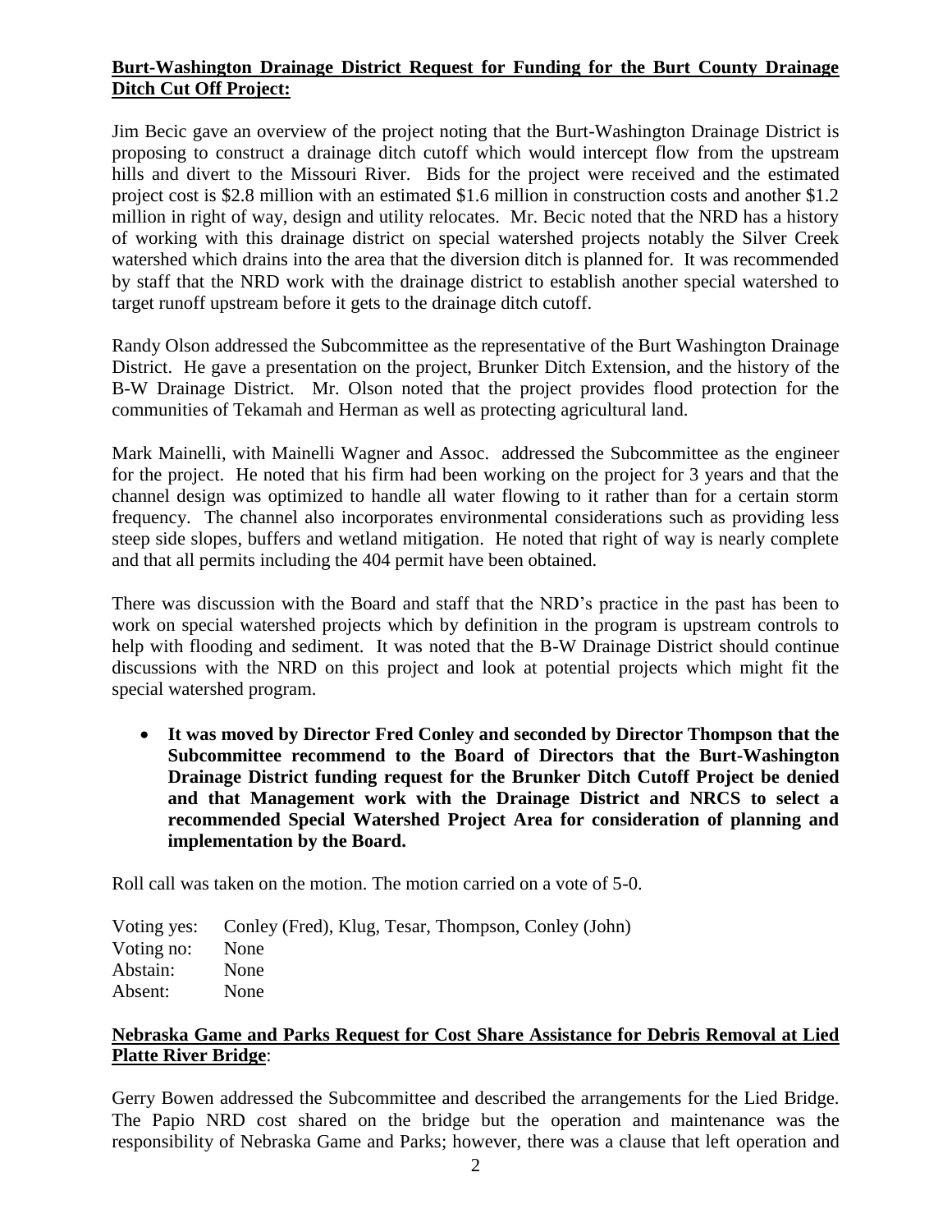**Burt-Washington Drainage District Request for Funding for the Burt County Drainage Ditch Cut Off Project:**

Jim Becic gave an overview of the project noting that the Burt-Washington Drainage District is proposing to construct a drainage ditch cutoff which would intercept flow from the upstream hills and divert to the Missouri River. Bids for the project were received and the estimated project cost is $2.8 million with an estimated $1.6 million in construction costs and another $1.2 million in right of way, design and utility relocates. Mr. Becic noted that the NRD has a history of working with this drainage district on special watershed projects notably the Silver Creek watershed which drains into the area that the diversion ditch is planned for. It was recommended by staff that the NRD work with the drainage district to establish another special watershed to target runoff upstream before it gets to the drainage ditch cutoff.

Randy Olson addressed the Subcommittee as the representative of the Burt Washington Drainage District. He gave a presentation on the project, Brunker Ditch Extension, and the history of the B-W Drainage District. Mr. Olson noted that the project provides flood protection for the communities of Tekamah and Herman as well as protecting agricultural land.

Mark Mainelli, with Mainelli Wagner and Assoc. addressed the Subcommittee as the engineer for the project. He noted that his firm had been working on the project for 3 years and that the channel design was optimized to handle all water flowing to it rather than for a certain storm frequency. The channel also incorporates environmental considerations such as providing less steep side slopes, buffers and wetland mitigation. He noted that right of way is nearly complete and that all permits including the 404 permit have been obtained.

There was discussion with the Board and staff that the NRD's practice in the past has been to work on special watershed projects which by definition in the program is upstream controls to help with flooding and sediment. It was noted that the B-W Drainage District should continue discussions with the NRD on this project and look at potential projects which might fit the special watershed program.

- **It was moved by Director Fred Conley and seconded by Director Thompson that the Subcommittee recommend to the Board of Directors that the Burt-Washington Drainage District funding request for the Brunker Ditch Cutoff Project be denied and that Management work with the Drainage District and NRCS to select a recommended Special Watershed Project Area for consideration of planning and implementation by the Board.**

Roll call was taken on the motion. The motion carried on a vote of 5-0.

Voting yes: Conley (Fred), Klug, Tesar, Thompson, Conley (John)
Voting no: None
Abstain: None
Absent: None

**Nebraska Game and Parks Request for Cost Share Assistance for Debris Removal at Lied Platte River Bridge:**

Gerry Bowen addressed the Subcommittee and described the arrangements for the Lied Bridge. The Papio NRD cost shared on the bridge but the operation and maintenance was the responsibility of Nebraska Game and Parks; however, there was a clause that left operation and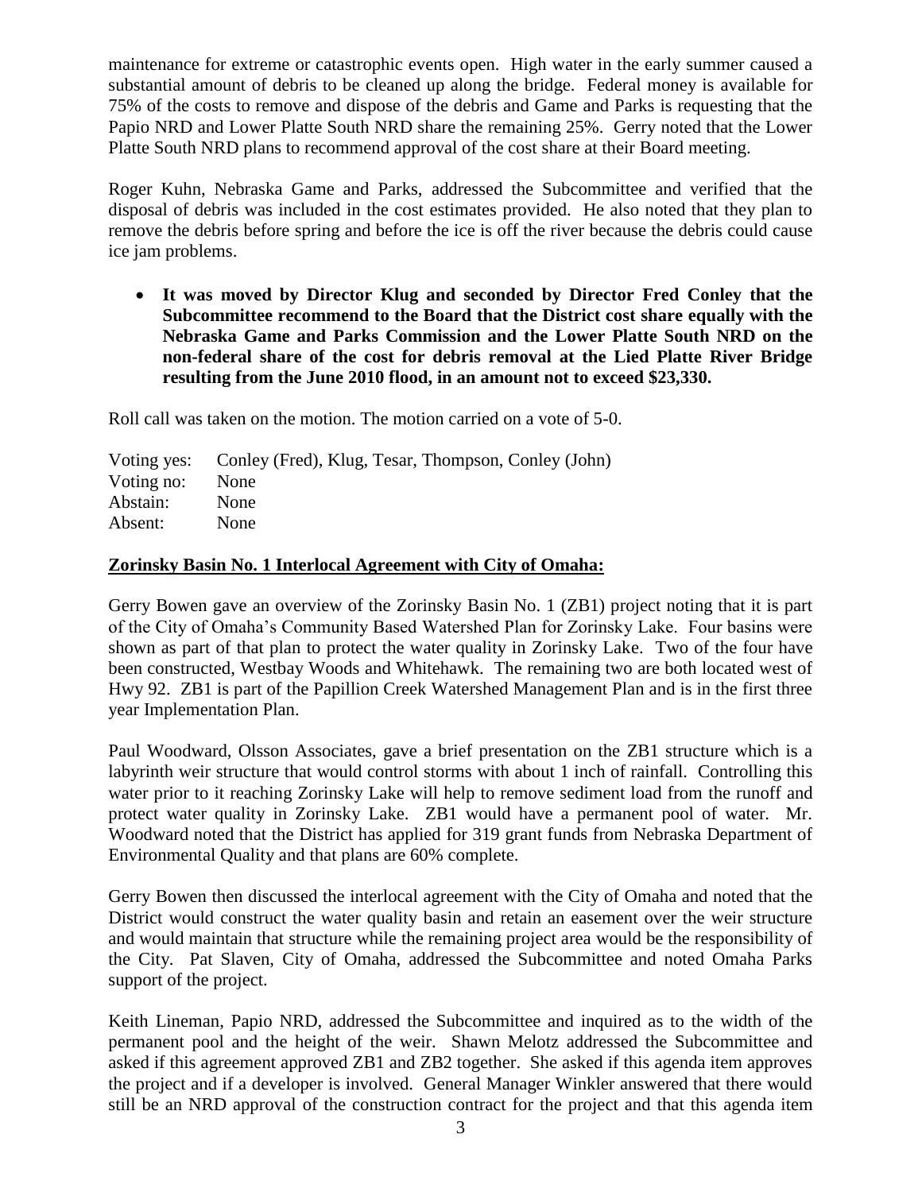maintenance for extreme or catastrophic events open. High water in the early summer caused a substantial amount of debris to be cleaned up along the bridge. Federal money is available for 75% of the costs to remove and dispose of the debris and Game and Parks is requesting that the Papio NRD and Lower Platte South NRD share the remaining 25%. Gerry noted that the Lower Platte South NRD plans to recommend approval of the cost share at their Board meeting.

Roger Kuhn, Nebraska Game and Parks, addressed the Subcommittee and verified that the disposal of debris was included in the cost estimates provided. He also noted that they plan to remove the debris before spring and before the ice is off the river because the debris could cause ice jam problems.

- **It was moved by Director Klug and seconded by Director Fred Conley that the Subcommittee recommend to the Board that the District cost share equally with the Nebraska Game and Parks Commission and the Lower Platte South NRD on the non-federal share of the cost for debris removal at the Lied Platte River Bridge resulting from the June 2010 flood, in an amount not to exceed $23,330.**

Roll call was taken on the motion. The motion carried on a vote of 5-0.

Voting yes: Conley (Fred), Klug, Tesar, Thompson, Conley (John)
Voting no: None
Abstain: None
Absent: None

**Zorinsky Basin No. 1 Interlocal Agreement with City of Omaha:**

Gerry Bowen gave an overview of the Zorinsky Basin No. 1 (ZB1) project noting that it is part of the City of Omaha's Community Based Watershed Plan for Zorinsky Lake. Four basins were shown as part of that plan to protect the water quality in Zorinsky Lake. Two of the four have been constructed, Westbay Woods and Whitehawk. The remaining two are both located west of Hwy 92. ZB1 is part of the Papillion Creek Watershed Management Plan and is in the first three year Implementation Plan.

Paul Woodward, Olsson Associates, gave a brief presentation on the ZB1 structure which is a labyrinth weir structure that would control storms with about 1 inch of rainfall. Controlling this water prior to it reaching Zorinsky Lake will help to remove sediment load from the runoff and protect water quality in Zorinsky Lake. ZB1 would have a permanent pool of water. Mr. Woodward noted that the District has applied for 319 grant funds from Nebraska Department of Environmental Quality and that plans are 60% complete.

Gerry Bowen then discussed the interlocal agreement with the City of Omaha and noted that the District would construct the water quality basin and retain an easement over the weir structure and would maintain that structure while the remaining project area would be the responsibility of the City. Pat Slaven, City of Omaha, addressed the Subcommittee and noted Omaha Parks support of the project.

Keith Lineman, Papio NRD, addressed the Subcommittee and inquired as to the width of the permanent pool and the height of the weir. Shawn Melotz addressed the Subcommittee and asked if this agreement approved ZB1 and ZB2 together. She asked if this agenda item approves the project and if a developer is involved. General Manager Winkler answered that there would still be an NRD approval of the construction contract for the project and that this agenda item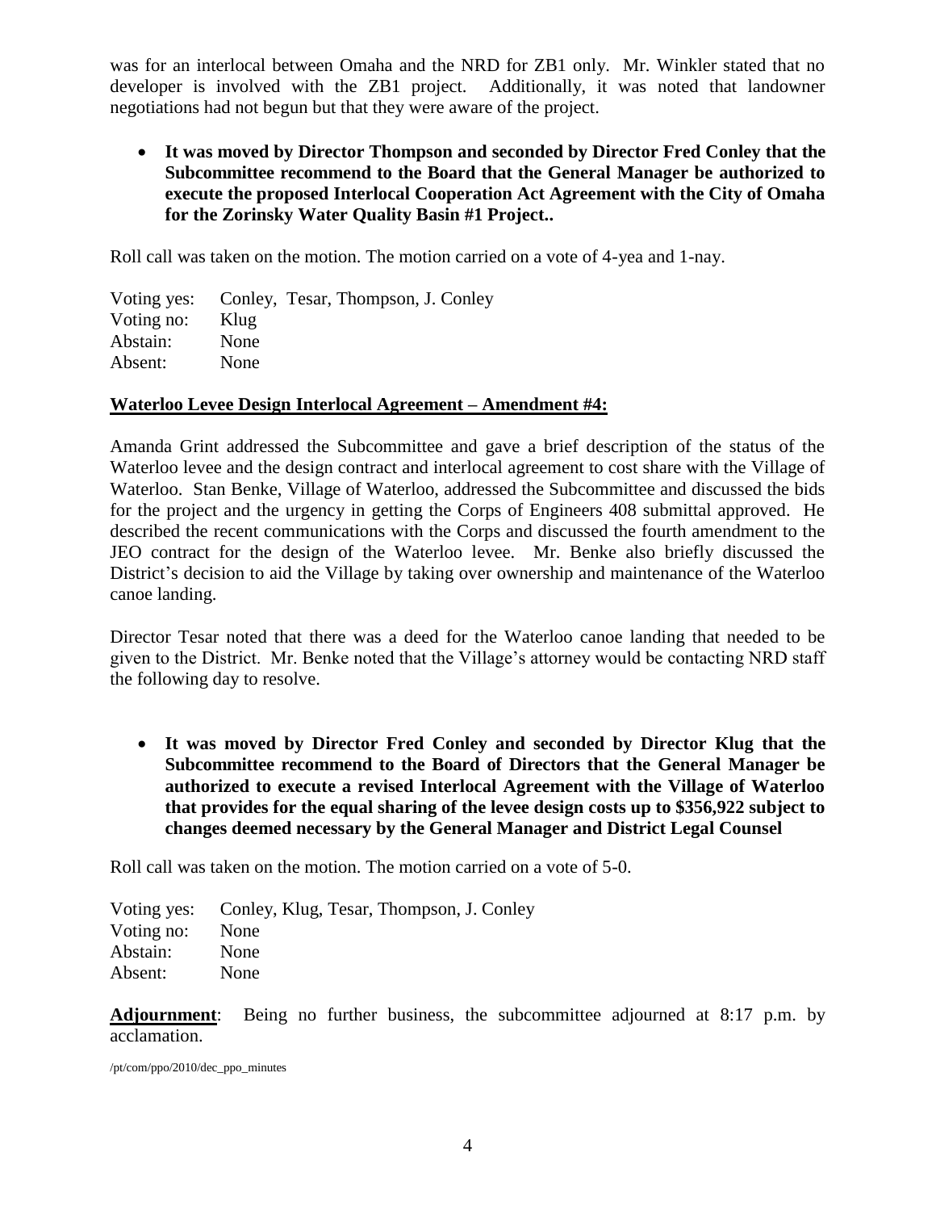was for an interlocal between Omaha and the NRD for ZB1 only. Mr. Winkler stated that no developer is involved with the ZB1 project. Additionally, it was noted that landowner negotiations had not begun but that they were aware of the project.

- **It was moved by Director Thompson and seconded by Director Fred Conley that the Subcommittee recommend to the Board that the General Manager be authorized to execute the proposed Interlocal Cooperation Act Agreement with the City of Omaha for the Zorinsky Water Quality Basin #1 Project..**

Roll call was taken on the motion. The motion carried on a vote of 4-yea and 1-nay.

| | |
|---|---|
| Voting yes: | Conley, Tesar, Thompson, J. Conley |
| Voting no: | Klug |
| Abstain: | None |
| Absent: | None |

**Waterloo Levee Design Interlocal Agreement – Amendment #4:**

Amanda Grint addressed the Subcommittee and gave a brief description of the status of the Waterloo levee and the design contract and interlocal agreement to cost share with the Village of Waterloo. Stan Benke, Village of Waterloo, addressed the Subcommittee and discussed the bids for the project and the urgency in getting the Corps of Engineers 408 submittal approved. He described the recent communications with the Corps and discussed the fourth amendment to the JEO contract for the design of the Waterloo levee. Mr. Benke also briefly discussed the District's decision to aid the Village by taking over ownership and maintenance of the Waterloo canoe landing.

Director Tesar noted that there was a deed for the Waterloo canoe landing that needed to be given to the District. Mr. Benke noted that the Village's attorney would be contacting NRD staff the following day to resolve.

- **It was moved by Director Fred Conley and seconded by Director Klug that the Subcommittee recommend to the Board of Directors that the General Manager be authorized to execute a revised Interlocal Agreement with the Village of Waterloo that provides for the equal sharing of the levee design costs up to $356,922 subject to changes deemed necessary by the General Manager and District Legal Counsel**

Roll call was taken on the motion. The motion carried on a vote of 5-0.

| | |
|---|---|
| Voting yes: | Conley, Klug, Tesar, Thompson, J. Conley |
| Voting no: | None |
| Abstain: | None |
| Absent: | None |

**Adjournment**: Being no further business, the subcommittee adjourned at 8:17 p.m. by acclamation.

/pt/com/ppo/2010/dec_ppo_minutes